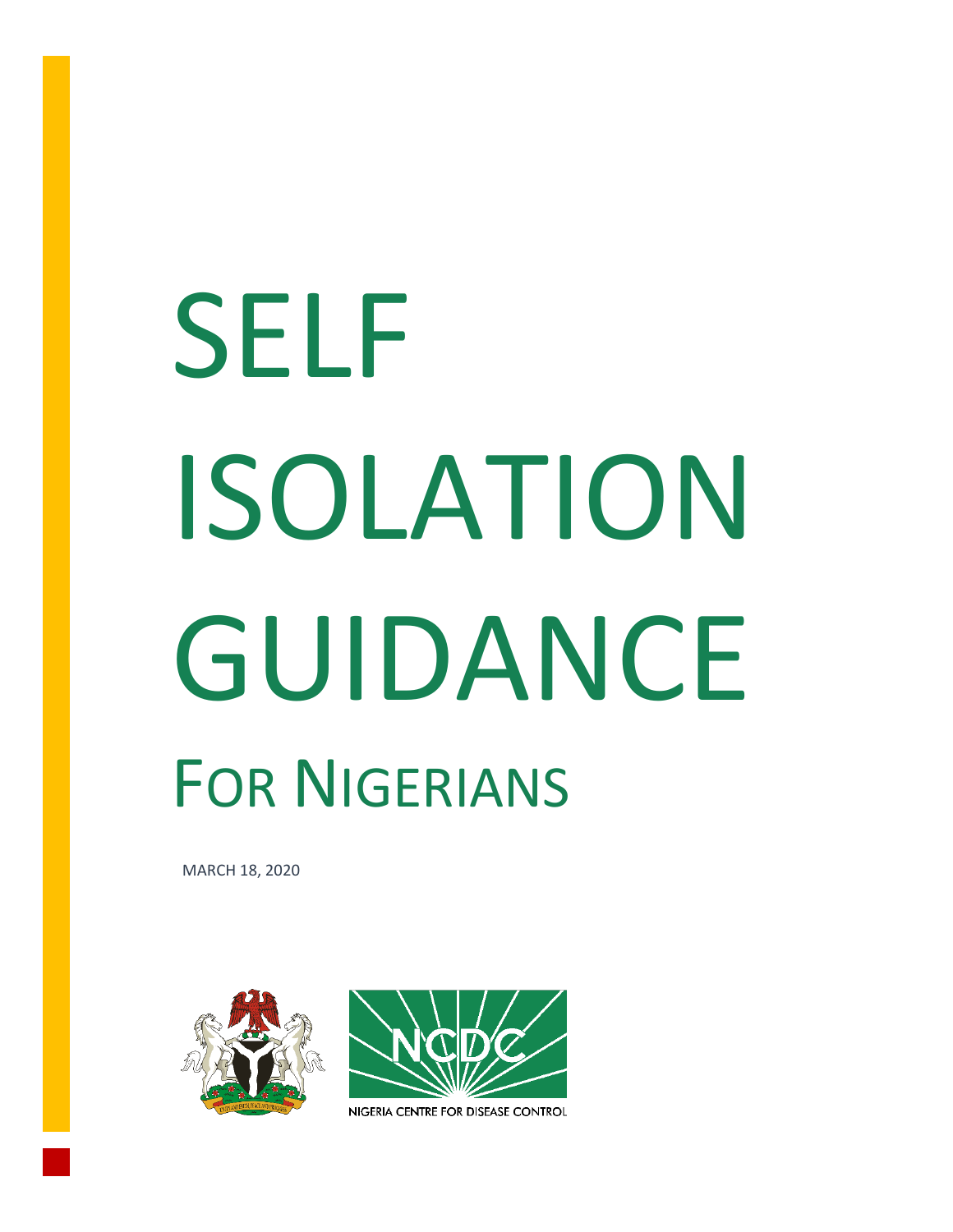# SELF ISOLATION GUIDANCE

## FOR NIGERIANS

MARCH 18, 2020

NIGERIA CENTRE FOR DISEASE CONTROL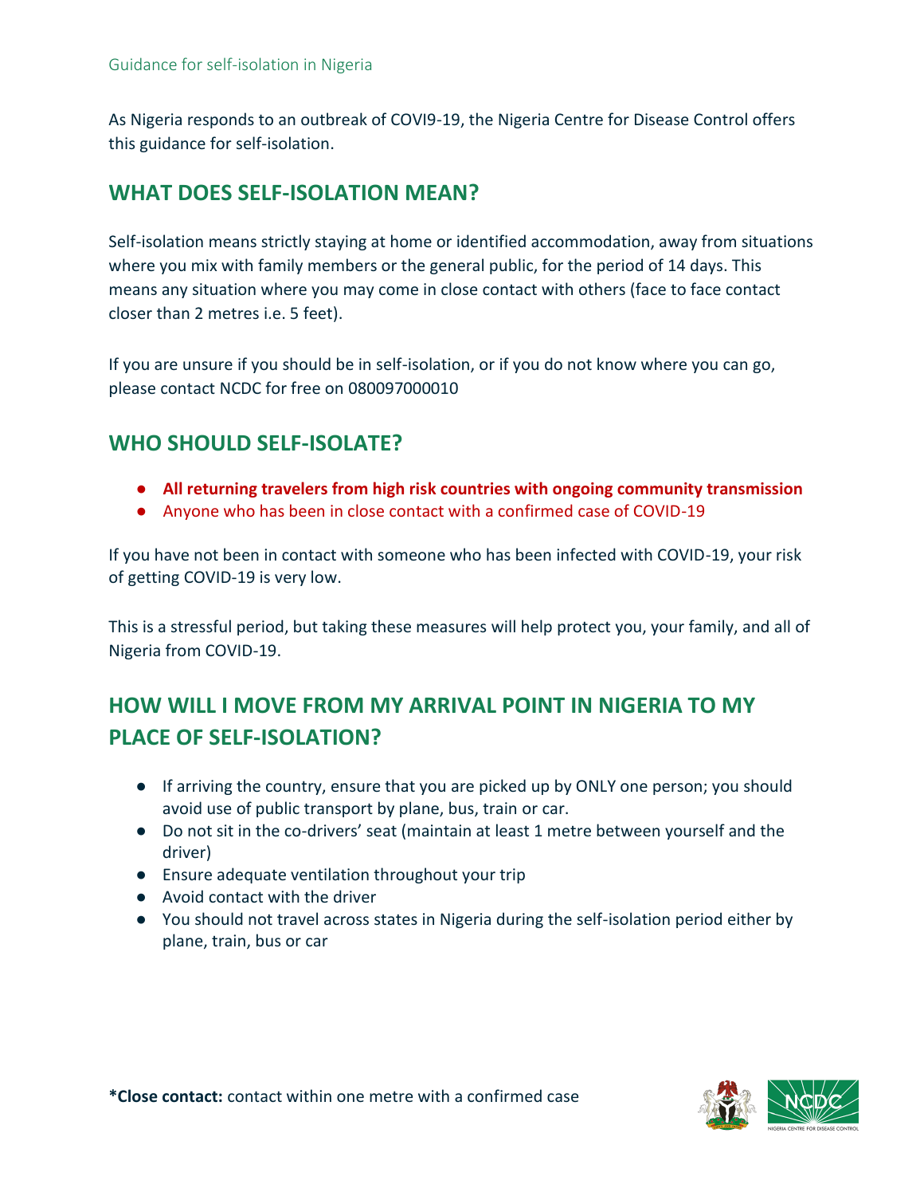As Nigeria responds to an outbreak of COVI9-19, the Nigeria Centre for Disease Control offers this guidance for self-isolation.

## WHAT DOES SELF-ISOLATION MEAN?

Self-isolation means strictly staying at home or identified accommodation, away from situations where you mix with family members or the general public, for the period of 14 days. This means any situation where you may come in close contact with others (face to face contact closer than 2 metres i.e. 5 feet).

If you are unsure if you should be in self-isolation, or if you do not know where you can go, please contact NCDC for free on 080097000010

## WHO SHOULD SELF-ISOLATE?

- **All returning travelers from high risk countries with ongoing community transmission**
- Anyone who has been in close contact with a confirmed case of COVID-19

If you have not been in contact with someone who has been infected with COVID-19, your risk of getting COVID-19 is very low.

This is a stressful period, but taking these measures will help protect you, your family, and all of Nigeria from COVID-19.

## HOW WILL I MOVE FROM MY ARRIVAL POINT IN NIGERIA TO MY PLACE OF SELF-ISOLATION?

- If arriving the country, ensure that you are picked up by ONLY one person; you should avoid use of public transport by plane, bus, train or car.
- Do not sit in the co-drivers' seat (maintain at least 1 metre between yourself and the driver)
- Ensure adequate ventilation throughout your trip
- Avoid contact with the driver
- You should not travel across states in Nigeria during the self-isolation period either by plane, train, bus or car

**\*Close contact:** contact within one metre with a confirmed case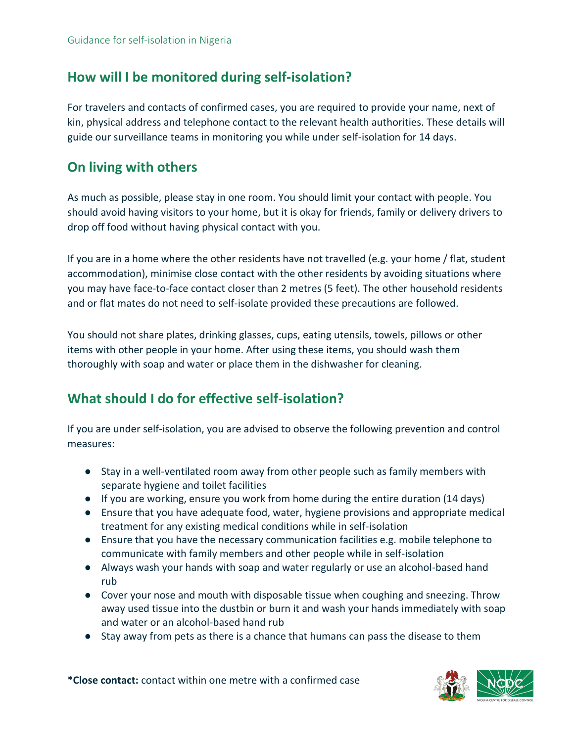## How will I be monitored during self-isolation?

For travelers and contacts of confirmed cases, you are required to provide your name, next of kin, physical address and telephone contact to the relevant health authorities. These details will guide our surveillance teams in monitoring you while under self-isolation for 14 days.

## On living with others

As much as possible, please stay in one room. You should limit your contact with people. You should avoid having visitors to your home, but it is okay for friends, family or delivery drivers to drop off food without having physical contact with you.

If you are in a home where the other residents have not travelled (e.g. your home / flat, student accommodation), minimise close contact with the other residents by avoiding situations where you may have face-to-face contact closer than 2 metres (5 feet). The other household residents and or flat mates do not need to self-isolate provided these precautions are followed.

You should not share plates, drinking glasses, cups, eating utensils, towels, pillows or other items with other people in your home. After using these items, you should wash them thoroughly with soap and water or place them in the dishwasher for cleaning.

## What should I do for effective self-isolation?

If you are under self-isolation, you are advised to observe the following prevention and control measures:

- Stay in a well-ventilated room away from other people such as family members with separate hygiene and toilet facilities
- If you are working, ensure you work from home during the entire duration (14 days)
- Ensure that you have adequate food, water, hygiene provisions and appropriate medical treatment for any existing medical conditions while in self-isolation
- Ensure that you have the necessary communication facilities e.g. mobile telephone to communicate with family members and other people while in self-isolation
- Always wash your hands with soap and water regularly or use an alcohol-based hand rub
- Cover your nose and mouth with disposable tissue when coughing and sneezing. Throw away used tissue into the dustbin or burn it and wash your hands immediately with soap and water or an alcohol-based hand rub
- Stay away from pets as there is a chance that humans can pass the disease to them

***Close contact:** contact within one metre with a confirmed case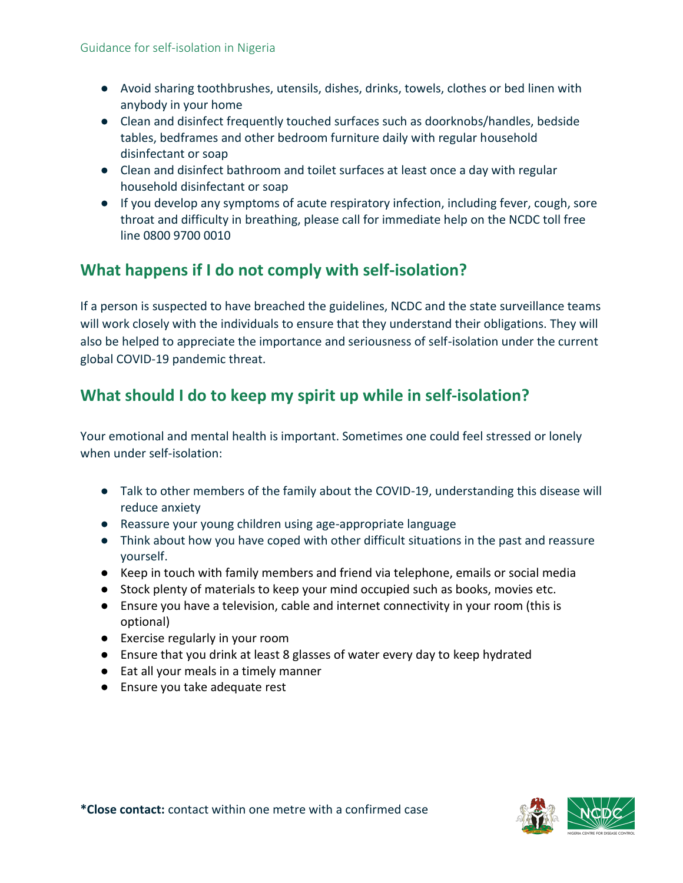- Avoid sharing toothbrushes, utensils, dishes, drinks, towels, clothes or bed linen with anybody in your home
- Clean and disinfect frequently touched surfaces such as doorknobs/handles, bedside tables, bedframes and other bedroom furniture daily with regular household disinfectant or soap
- Clean and disinfect bathroom and toilet surfaces at least once a day with regular household disinfectant or soap
- If you develop any symptoms of acute respiratory infection, including fever, cough, sore throat and difficulty in breathing, please call for immediate help on the NCDC toll free line 0800 9700 0010

## What happens if I do not comply with self-isolation?

If a person is suspected to have breached the guidelines, NCDC and the state surveillance teams will work closely with the individuals to ensure that they understand their obligations. They will also be helped to appreciate the importance and seriousness of self-isolation under the current global COVID-19 pandemic threat.

## What should I do to keep my spirit up while in self-isolation?

Your emotional and mental health is important. Sometimes one could feel stressed or lonely when under self-isolation:

- Talk to other members of the family about the COVID-19, understanding this disease will reduce anxiety
- Reassure your young children using age-appropriate language
- Think about how you have coped with other difficult situations in the past and reassure yourself.
- Keep in touch with family members and friend via telephone, emails or social media
- Stock plenty of materials to keep your mind occupied such as books, movies etc.
- Ensure you have a television, cable and internet connectivity in your room (this is optional)
- Exercise regularly in your room
- Ensure that you drink at least 8 glasses of water every day to keep hydrated
- Eat all your meals in a timely manner
- Ensure you take adequate rest

***Close contact:** contact within one metre with a confirmed case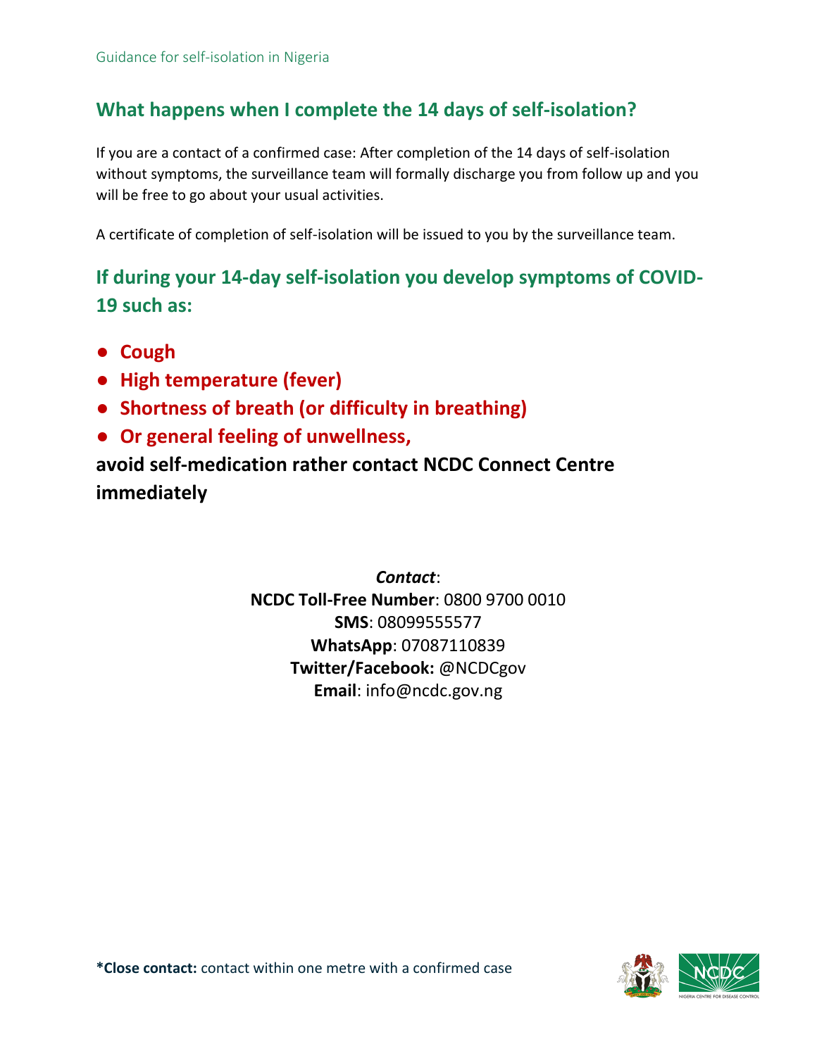## What happens when I complete the 14 days of self-isolation?

If you are a contact of a confirmed case: After completion of the 14 days of self-isolation without symptoms, the surveillance team will formally discharge you from follow up and you will be free to go about your usual activities.

A certificate of completion of self-isolation will be issued to you by the surveillance team.

## If during your 14-day self-isolation you develop symptoms of COVID-19 such as:

- **Cough**
- **High temperature (fever)**
- **Shortness of breath (or difficulty in breathing)**
- **Or general feeling of unwellness,**

**avoid self-medication rather contact NCDC Connect Centre immediately**

***Contact***:
**NCDC Toll-Free Number**: 0800 9700 0010
**SMS**: 08099555577
**WhatsApp**: 07087110839
**Twitter/Facebook:** @NCDCgov
**Email**: info@ncdc.gov.ng

***Close contact:** contact within one metre with a confirmed case